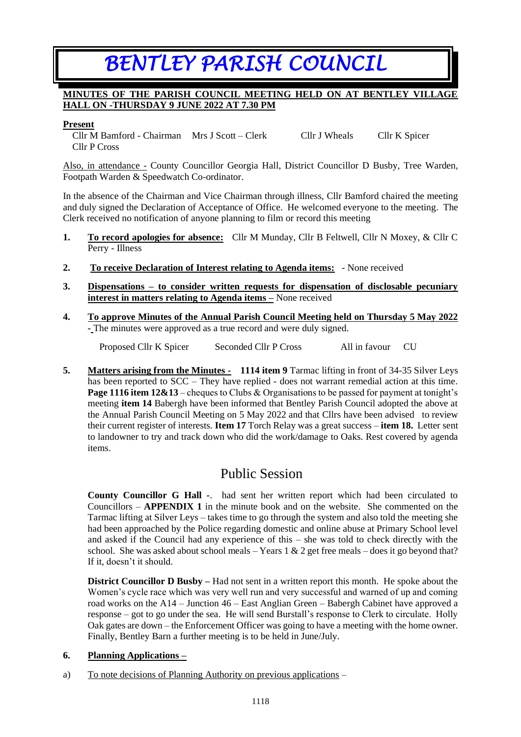# BENTLEY PARISH COUNCIL

**MINUTES OF THE PARISH COUNCIL MEETING HELD ON AT BENTLEY VILLAGE HALL ON -THURSDAY 9 JUNE 2022 AT 7.30 PM**

**Present**

Cllr M Bamford - Chairman    Mrs J Scott – Clerk    Cllr J Wheals    Cllr K Spicer
Cllr P Cross

Also, in attendance - County Councillor Georgia Hall, District Councillor D Busby, Tree Warden, Footpath Warden & Speedwatch Co-ordinator.

In the absence of the Chairman and Vice Chairman through illness, Cllr Bamford chaired the meeting and duly signed the Declaration of Acceptance of Office. He welcomed everyone to the meeting. The Clerk received no notification of anyone planning to film or record this meeting

1. **To record apologies for absence:** Cllr M Munday, Cllr B Feltwell, Cllr N Moxey, & Cllr C Perry - Illness

2. **To receive Declaration of Interest relating to Agenda items:** - None received

3. **Dispensations – to consider written requests for dispensation of disclosable pecuniary interest in matters relating to Agenda items –** None received

4. **To approve Minutes of the Annual Parish Council Meeting held on Thursday 5 May 2022** - The minutes were approved as a true record and were duly signed.

   Proposed Cllr K Spicer    Seconded Cllr P Cross    All in favour    CU

5. **Matters arising from the Minutes - 1114 item 9** Tarmac lifting in front of 34-35 Silver Leys has been reported to SCC – They have replied - does not warrant remedial action at this time. **Page 1116 item 12&13** – cheques to Clubs & Organisations to be passed for payment at tonight's meeting **item 14** Babergh have been informed that Bentley Parish Council adopted the above at the Annual Parish Council Meeting on 5 May 2022 and that Cllrs have been advised to review their current register of interests. **Item 17** Torch Relay was a great success – **item 18.** Letter sent to landowner to try and track down who did the work/damage to Oaks. Rest covered by agenda items.

## Public Session

**County Councillor G Hall -**. had sent her written report which had been circulated to Councillors – **APPENDIX 1** in the minute book and on the website. She commented on the Tarmac lifting at Silver Leys – takes time to go through the system and also told the meeting she had been approached by the Police regarding domestic and online abuse at Primary School level and asked if the Council had any experience of this – she was told to check directly with the school. She was asked about school meals – Years 1 & 2 get free meals – does it go beyond that? If it, doesn't it should.

**District Councillor D Busby –** Had not sent in a written report this month. He spoke about the Women's cycle race which was very well run and very successful and warned of up and coming road works on the A14 – Junction 46 – East Anglian Green – Babergh Cabinet have approved a response – got to go under the sea. He will send Burstall's response to Clerk to circulate. Holly Oak gates are down – the Enforcement Officer was going to have a meeting with the home owner. Finally, Bentley Barn a further meeting is to be held in June/July.

6. **Planning Applications –**

a) To note decisions of Planning Authority on previous applications –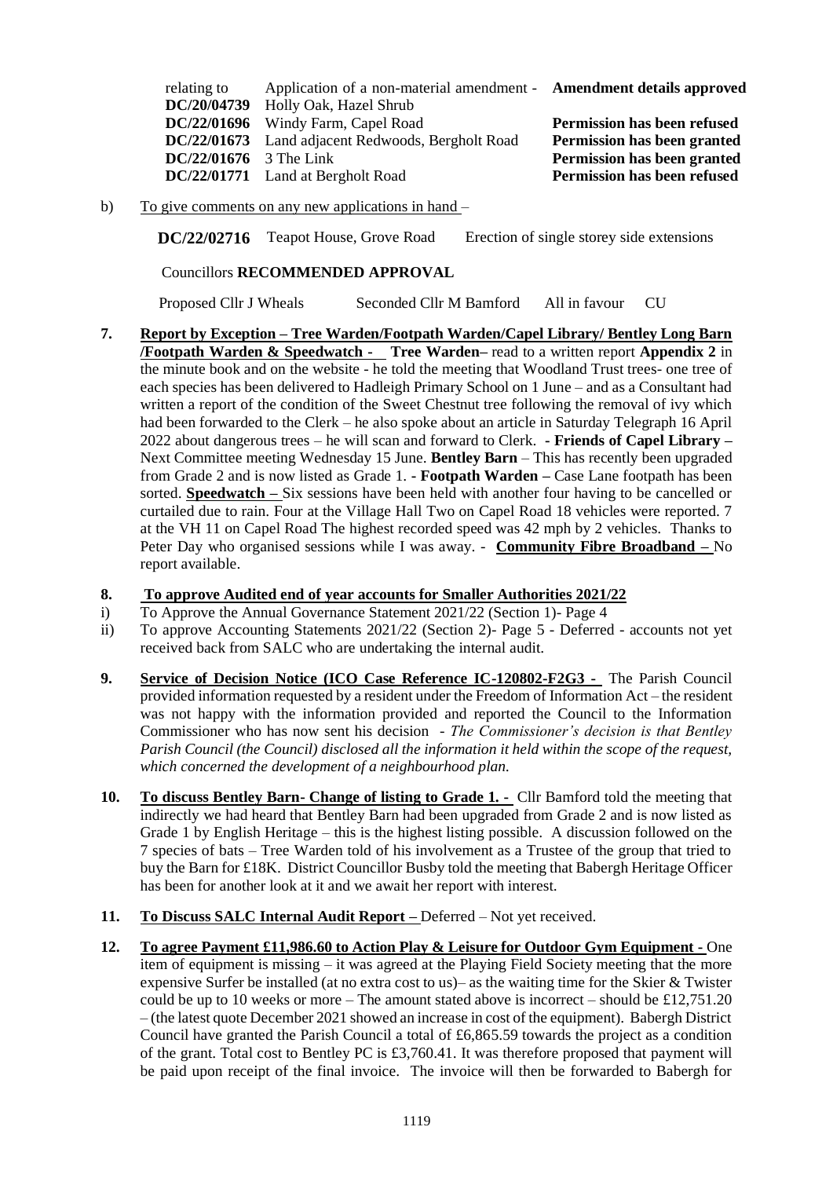| | | |
|---|---|---|
| relating to | Application of a non-material amendment - | **Amendment details approved** |
| **DC/20/04739** | Holly Oak, Hazel Shrub | |
| **DC/22/01696** | Windy Farm, Capel Road | **Permission has been refused** |
| **DC/22/01673** | Land adjacent Redwoods, Bergholt Road | **Permission has been granted** |
| **DC/22/01676** | 3 The Link | **Permission has been granted** |
| **DC/22/01771** | Land at Bergholt Road | **Permission has been refused** |

b) To give comments on any new applications in hand –

**DC/22/02716** Teapot House, Grove Road Erection of single storey side extensions

Councillors **RECOMMENDED APPROVAL**

Proposed Cllr J Wheals Seconded Cllr M Bamford All in favour CU

**7. Report by Exception – Tree Warden/Footpath Warden/Capel Library/ Bentley Long Barn /Footpath Warden & Speedwatch - Tree Warden–** read to a written report **Appendix 2** in the minute book and on the website - he told the meeting that Woodland Trust trees- one tree of each species has been delivered to Hadleigh Primary School on 1 June – and as a Consultant had written a report of the condition of the Sweet Chestnut tree following the removal of ivy which had been forwarded to the Clerk – he also spoke about an article in Saturday Telegraph 16 April 2022 about dangerous trees – he will scan and forward to Clerk. **- Friends of Capel Library –** Next Committee meeting Wednesday 15 June. **Bentley Barn** – This has recently been upgraded from Grade 2 and is now listed as Grade 1. **- Footpath Warden –** Case Lane footpath has been sorted. **Speedwatch –** Six sessions have been held with another four having to be cancelled or curtailed due to rain. Four at the Village Hall Two on Capel Road 18 vehicles were reported. 7 at the VH 11 on Capel Road The highest recorded speed was 42 mph by 2 vehicles. Thanks to Peter Day who organised sessions while I was away. - **Community Fibre Broadband –** No report available.

**8. To approve Audited end of year accounts for Smaller Authorities 2021/22**

i) To Approve the Annual Governance Statement 2021/22 (Section 1)- Page 4

ii) To approve Accounting Statements 2021/22 (Section 2)- Page 5 - Deferred - accounts not yet received back from SALC who are undertaking the internal audit.

**9. Service of Decision Notice (ICO Case Reference IC-120802-F2G3 -** The Parish Council provided information requested by a resident under the Freedom of Information Act – the resident was not happy with the information provided and reported the Council to the Information Commissioner who has now sent his decision - *The Commissioner's decision is that Bentley Parish Council (the Council) disclosed all the information it held within the scope of the request, which concerned the development of a neighbourhood plan.*

**10. To discuss Bentley Barn- Change of listing to Grade 1. -** Cllr Bamford told the meeting that indirectly we had heard that Bentley Barn had been upgraded from Grade 2 and is now listed as Grade 1 by English Heritage – this is the highest listing possible. A discussion followed on the 7 species of bats – Tree Warden told of his involvement as a Trustee of the group that tried to buy the Barn for £18K. District Councillor Busby told the meeting that Babergh Heritage Officer has been for another look at it and we await her report with interest.

**11. To Discuss SALC Internal Audit Report –** Deferred – Not yet received.

**12. To agree Payment £11,986.60 to Action Play & Leisure for Outdoor Gym Equipment -** One item of equipment is missing – it was agreed at the Playing Field Society meeting that the more expensive Surfer be installed (at no extra cost to us)– as the waiting time for the Skier & Twister could be up to 10 weeks or more – The amount stated above is incorrect – should be £12,751.20 – (the latest quote December 2021 showed an increase in cost of the equipment). Babergh District Council have granted the Parish Council a total of £6,865.59 towards the project as a condition of the grant. Total cost to Bentley PC is £3,760.41. It was therefore proposed that payment will be paid upon receipt of the final invoice. The invoice will then be forwarded to Babergh for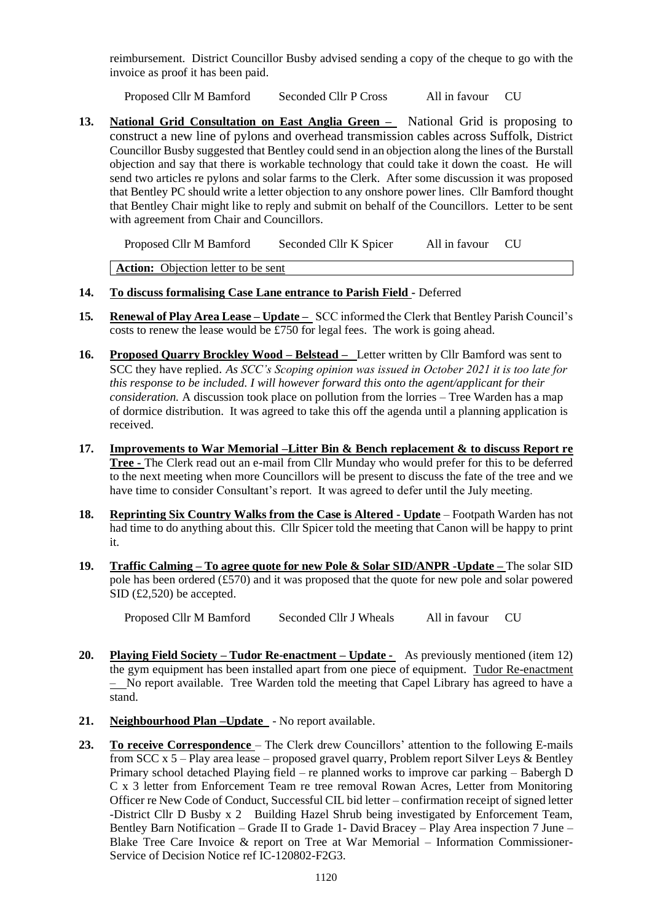reimbursement. District Councillor Busby advised sending a copy of the cheque to go with the invoice as proof it has been paid.

Proposed Cllr M Bamford Seconded Cllr P Cross All in favour CU

**13. National Grid Consultation on East Anglia Green –** National Grid is proposing to construct a new line of pylons and overhead transmission cables across Suffolk, District Councillor Busby suggested that Bentley could send in an objection along the lines of the Burstall objection and say that there is workable technology that could take it down the coast. He will send two articles re pylons and solar farms to the Clerk. After some discussion it was proposed that Bentley PC should write a letter objection to any onshore power lines. Cllr Bamford thought that Bentley Chair might like to reply and submit on behalf of the Councillors. Letter to be sent with agreement from Chair and Councillors.

Proposed Cllr M Bamford Seconded Cllr K Spicer All in favour CU

**Action:** Objection letter to be sent

**14. To discuss formalising Case Lane entrance to Parish Field** - Deferred

**15. Renewal of Play Area Lease – Update –** SCC informed the Clerk that Bentley Parish Council's costs to renew the lease would be £750 for legal fees. The work is going ahead.

**16. Proposed Quarry Brockley Wood – Belstead –** Letter written by Cllr Bamford was sent to SCC they have replied. *As SCC's Scoping opinion was issued in October 2021 it is too late for this response to be included. I will however forward this onto the agent/applicant for their consideration.* A discussion took place on pollution from the lorries – Tree Warden has a map of dormice distribution. It was agreed to take this off the agenda until a planning application is received.

**17. Improvements to War Memorial –Litter Bin & Bench replacement & to discuss Report re Tree -** The Clerk read out an e-mail from Cllr Munday who would prefer for this to be deferred to the next meeting when more Councillors will be present to discuss the fate of the tree and we have time to consider Consultant's report. It was agreed to defer until the July meeting.

**18. Reprinting Six Country Walks from the Case is Altered - Update** – Footpath Warden has not had time to do anything about this. Cllr Spicer told the meeting that Canon will be happy to print it.

**19. Traffic Calming – To agree quote for new Pole & Solar SID/ANPR -Update –** The solar SID pole has been ordered (£570) and it was proposed that the quote for new pole and solar powered SID (£2,520) be accepted.

Proposed Cllr M Bamford Seconded Cllr J Wheals All in favour CU

**20. Playing Field Society – Tudor Re-enactment – Update -** As previously mentioned (item 12) the gym equipment has been installed apart from one piece of equipment. Tudor Re-enactment – No report available. Tree Warden told the meeting that Capel Library has agreed to have a stand.

**21. Neighbourhood Plan –Update** - No report available.

**23. To receive Correspondence** – The Clerk drew Councillors' attention to the following E-mails from SCC x 5 – Play area lease – proposed gravel quarry, Problem report Silver Leys & Bentley Primary school detached Playing field – re planned works to improve car parking – Babergh D C x 3 letter from Enforcement Team re tree removal Rowan Acres, Letter from Monitoring Officer re New Code of Conduct, Successful CIL bid letter – confirmation receipt of signed letter -District Cllr D Busby x 2 Building Hazel Shrub being investigated by Enforcement Team, Bentley Barn Notification – Grade II to Grade 1- David Bracey – Play Area inspection 7 June – Blake Tree Care Invoice & report on Tree at War Memorial – Information Commissioner-Service of Decision Notice ref IC-120802-F2G3.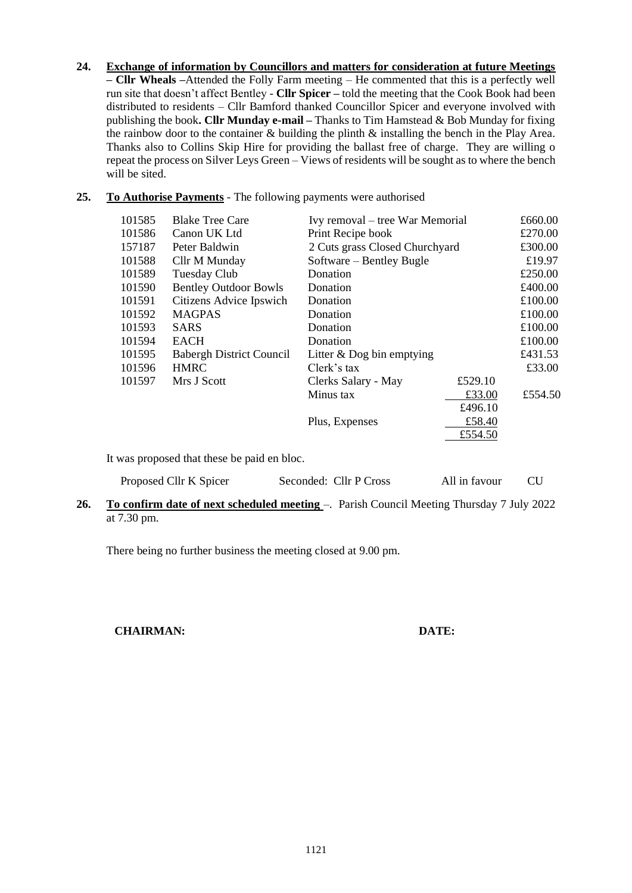**24. Exchange of information by Councillors and matters for consideration at future Meetings – Cllr Wheals –**Attended the Folly Farm meeting – He commented that this is a perfectly well run site that doesn't affect Bentley - **Cllr Spicer –** told the meeting that the Cook Book had been distributed to residents – Cllr Bamford thanked Councillor Spicer and everyone involved with publishing the book**. Cllr Munday e-mail –** Thanks to Tim Hamstead & Bob Munday for fixing the rainbow door to the container & building the plinth & installing the bench in the Play Area. Thanks also to Collins Skip Hire for providing the ballast free of charge. They are willing o repeat the process on Silver Leys Green – Views of residents will be sought as to where the bench will be sited.

**25. To Authorise Payments** - The following payments were authorised

| | | | | |
|---|---|---|---|---|
| 101585 | Blake Tree Care | Ivy removal – tree War Memorial | | £660.00 |
| 101586 | Canon UK Ltd | Print Recipe book | | £270.00 |
| 157187 | Peter Baldwin | 2 Cuts grass Closed Churchyard | | £300.00 |
| 101588 | Cllr M Munday | Software – Bentley Bugle | | £19.97 |
| 101589 | Tuesday Club | Donation | | £250.00 |
| 101590 | Bentley Outdoor Bowls | Donation | | £400.00 |
| 101591 | Citizens Advice Ipswich | Donation | | £100.00 |
| 101592 | MAGPAS | Donation | | £100.00 |
| 101593 | SARS | Donation | | £100.00 |
| 101594 | EACH | Donation | | £100.00 |
| 101595 | Babergh District Council | Litter & Dog bin emptying | | £431.53 |
| 101596 | HMRC | Clerk's tax | | £33.00 |
| 101597 | Mrs J Scott | Clerks Salary - May | £529.10 | |
| | | Minus tax | £33.00 | £554.50 |
| | | | £496.10 | |
| | | Plus, Expenses | £58.40 | |
| | | | £554.50 | |

It was proposed that these be paid en bloc.

Proposed Cllr K Spicer Seconded: Cllr P Cross All in favour CU

**26. To confirm date of next scheduled meeting** –. Parish Council Meeting Thursday 7 July 2022 at 7.30 pm.

There being no further business the meeting closed at 9.00 pm.

**CHAIRMAN:** **DATE:**